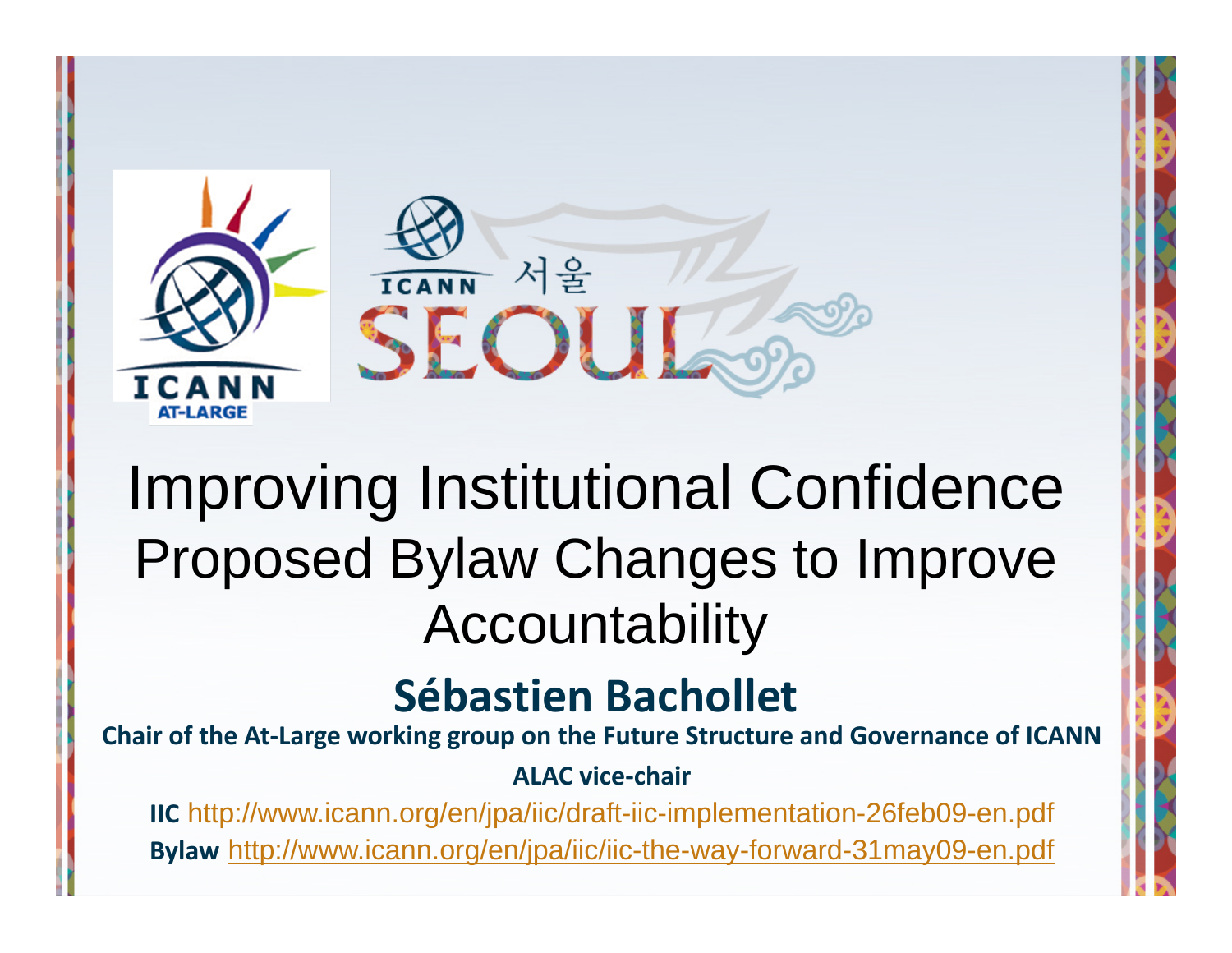# Improving Institutional Confidence

## Proposed Bylaw Changes to Improve Accountability

**Sébastien Bachollet**

**Chair of the At-Large working group on the Future Structure and Governance of ICANN**

**ALAC vice-chair**

**IIC** http://www.icann.org/en/jpa/iic/draft-iic-implementation-26feb09-en.pdf

**Bylaw** http://www.icann.org/en/jpa/iic/iic-the-way-forward-31may09-en.pdf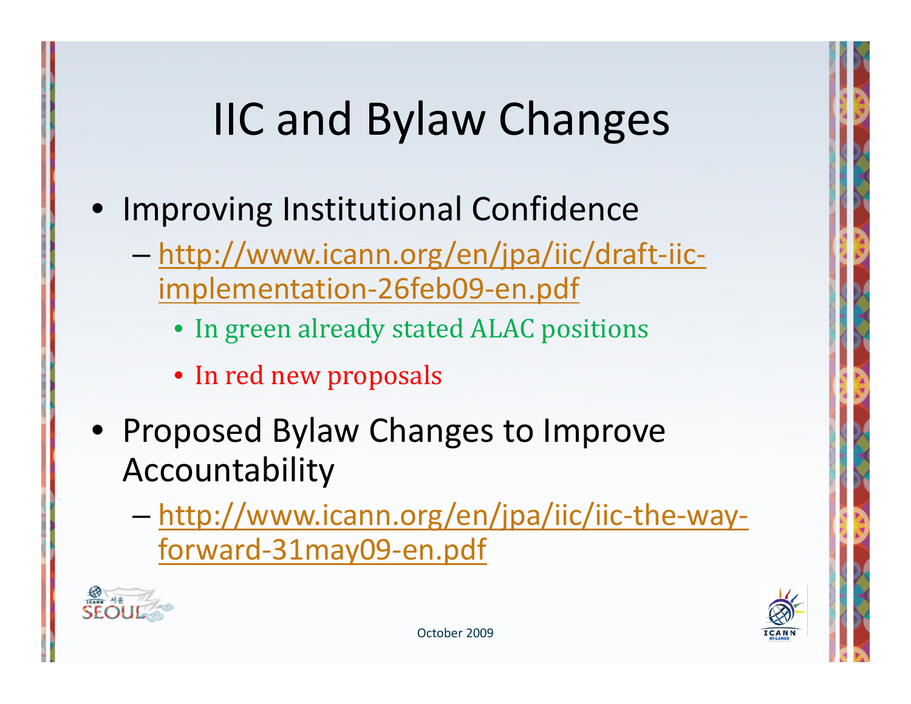# IIC and Bylaw Changes

- Improving Institutional Confidence
  - http://www.icann.org/en/jpa/iic/draft-iic-implementation-26feb09-en.pdf
    - In green already stated ALAC positions
    - In red new proposals
- Proposed Bylaw Changes to Improve Accountability
  - http://www.icann.org/en/jpa/iic/iic-the-way-forward-31may09-en.pdf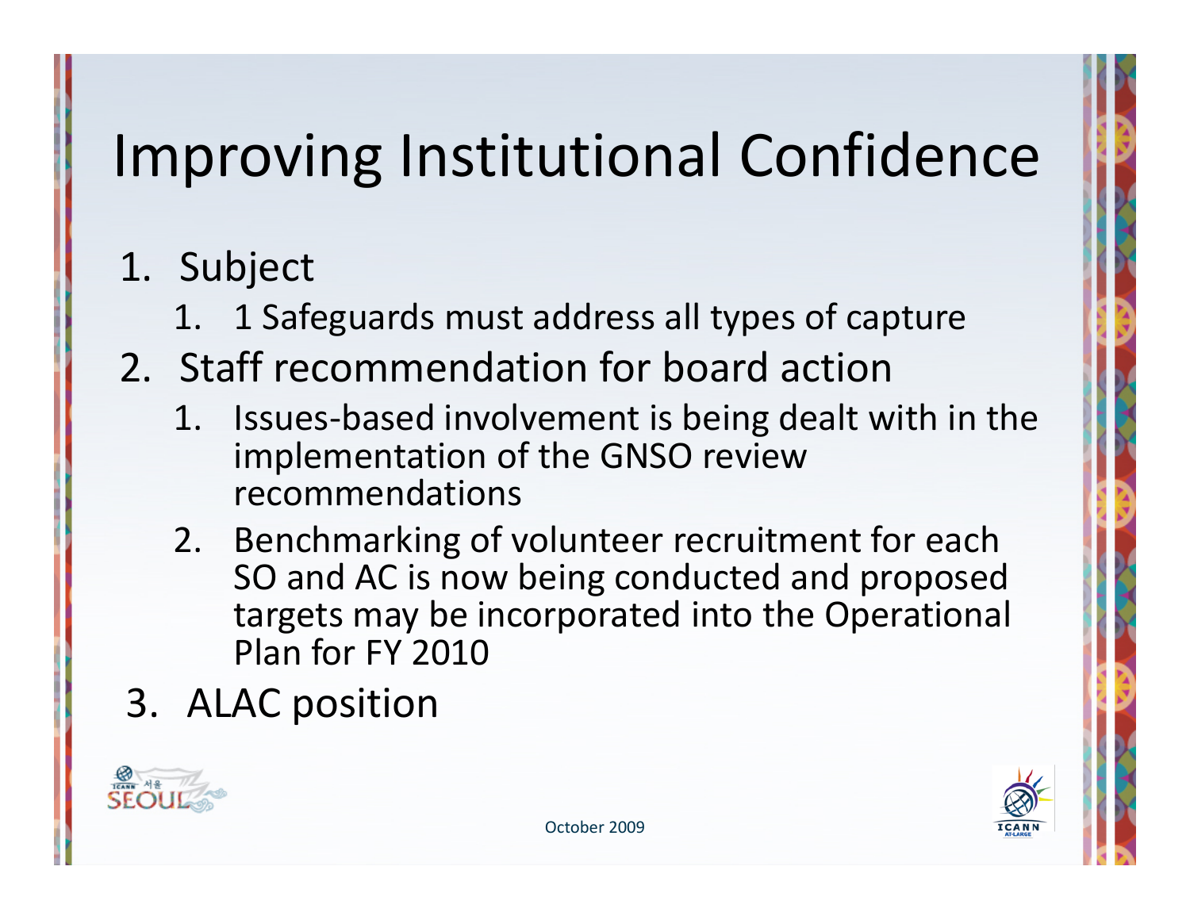# Improving Institutional Confidence

1. Subject
   1. 1 Safeguards must address all types of capture
2. Staff recommendation for board action
   1. Issues-based involvement is being dealt with in the implementation of the GNSO review recommendations
   2. Benchmarking of volunteer recruitment for each SO and AC is now being conducted and proposed targets may be incorporated into the Operational Plan for FY 2010
3. ALAC position

October 2009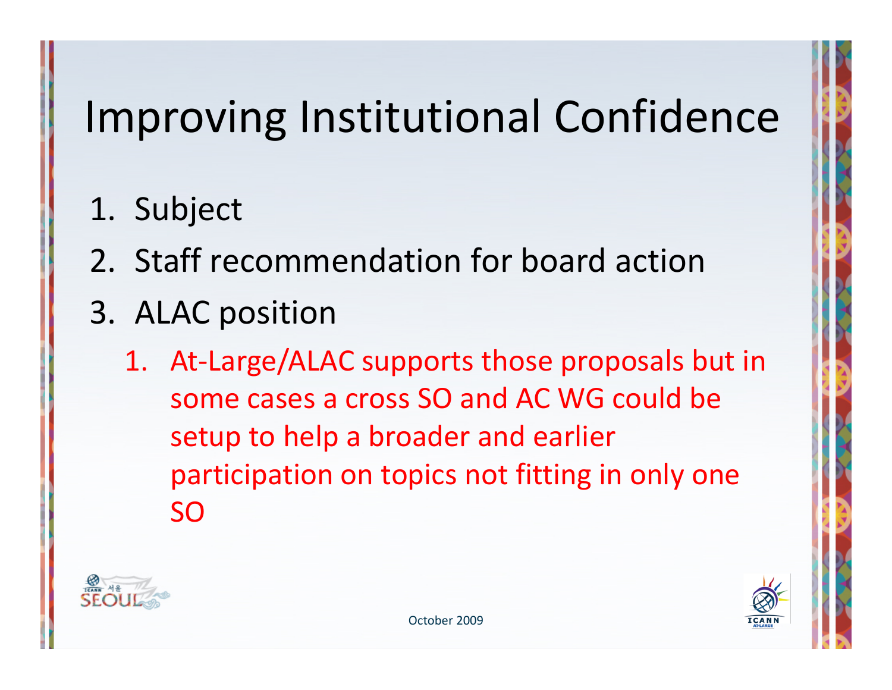# Improving Institutional Confidence

1. Subject
2. Staff recommendation for board action
3. ALAC position
   1. At-Large/ALAC supports those proposals but in some cases a cross SO and AC WG could be setup to help a broader and earlier participation on topics not fitting in only one SO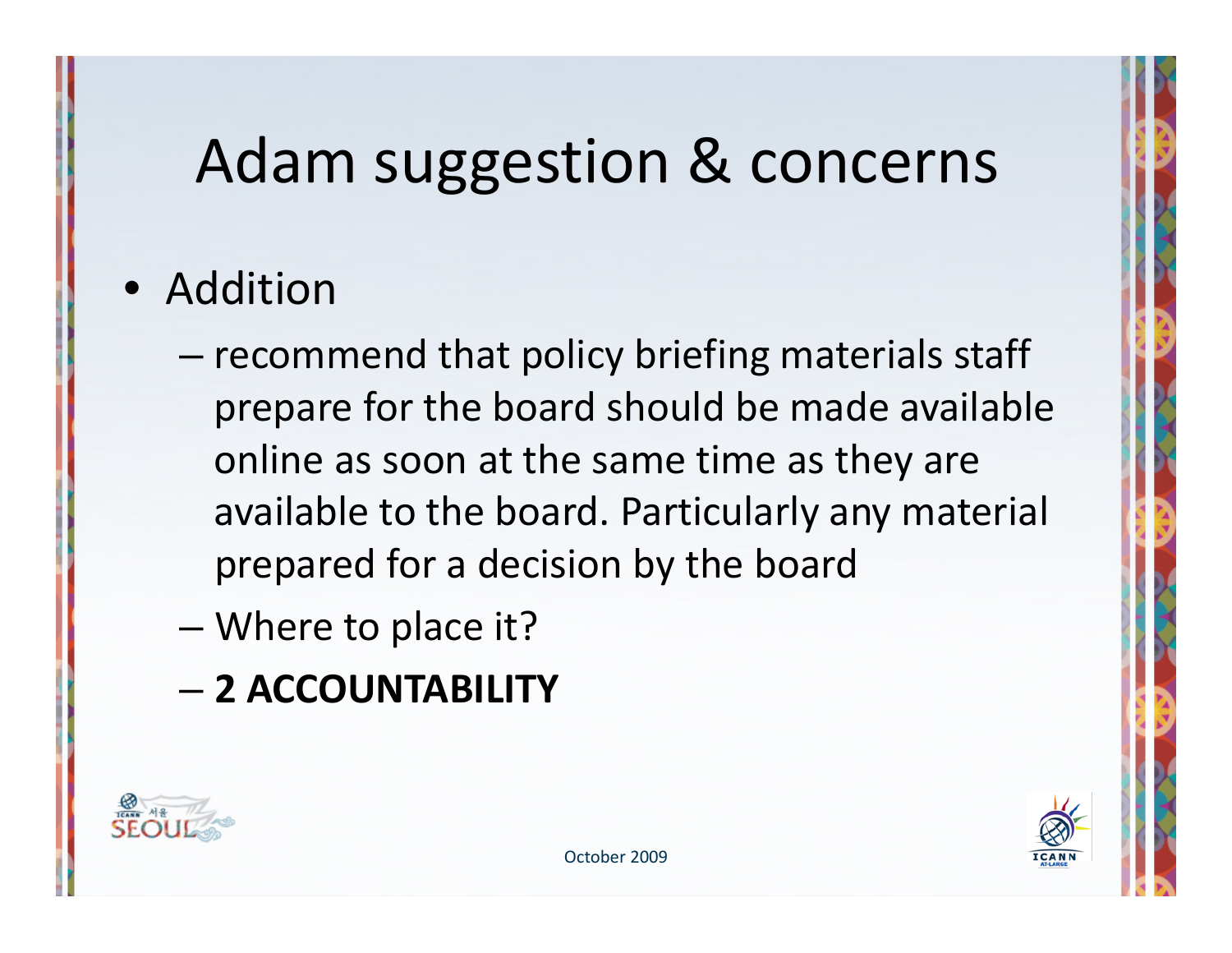# Adam suggestion & concerns

- Addition
  - recommend that policy briefing materials staff prepare for the board should be made available online as soon at the same time as they are available to the board. Particularly any material prepared for a decision by the board
  - Where to place it?
  - **2 ACCOUNTABILITY**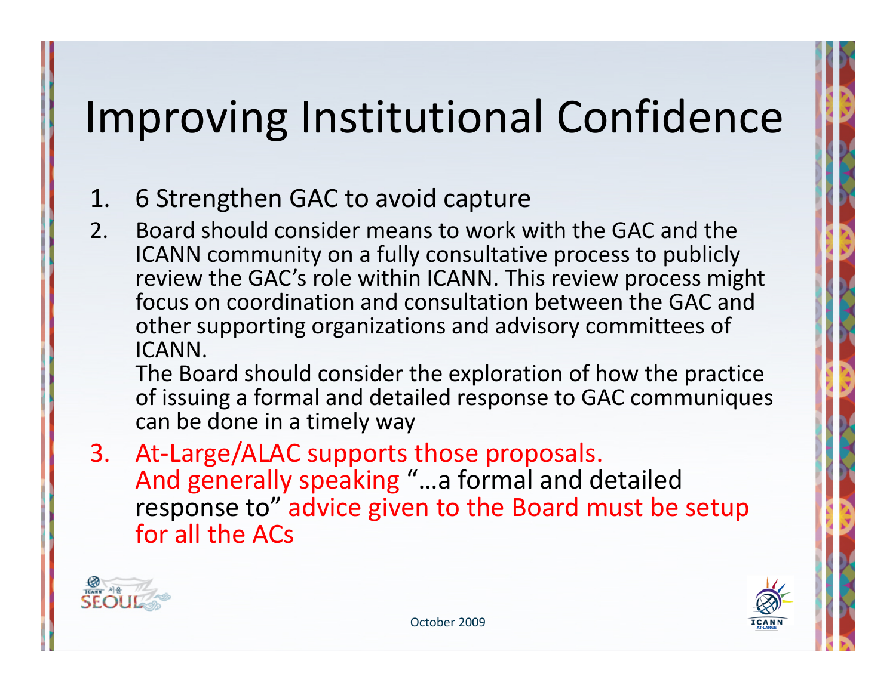# Improving Institutional Confidence

1. 6 Strengthen GAC to avoid capture
2. Board should consider means to work with the GAC and the ICANN community on a fully consultative process to publicly review the GAC's role within ICANN. This review process might focus on coordination and consultation between the GAC and other supporting organizations and advisory committees of ICANN.
   The Board should consider the exploration of how the practice of issuing a formal and detailed response to GAC communiques can be done in a timely way
3. At-Large/ALAC supports those proposals.
   And generally speaking "…a formal and detailed response to" advice given to the Board must be setup for all the ACs

October 2009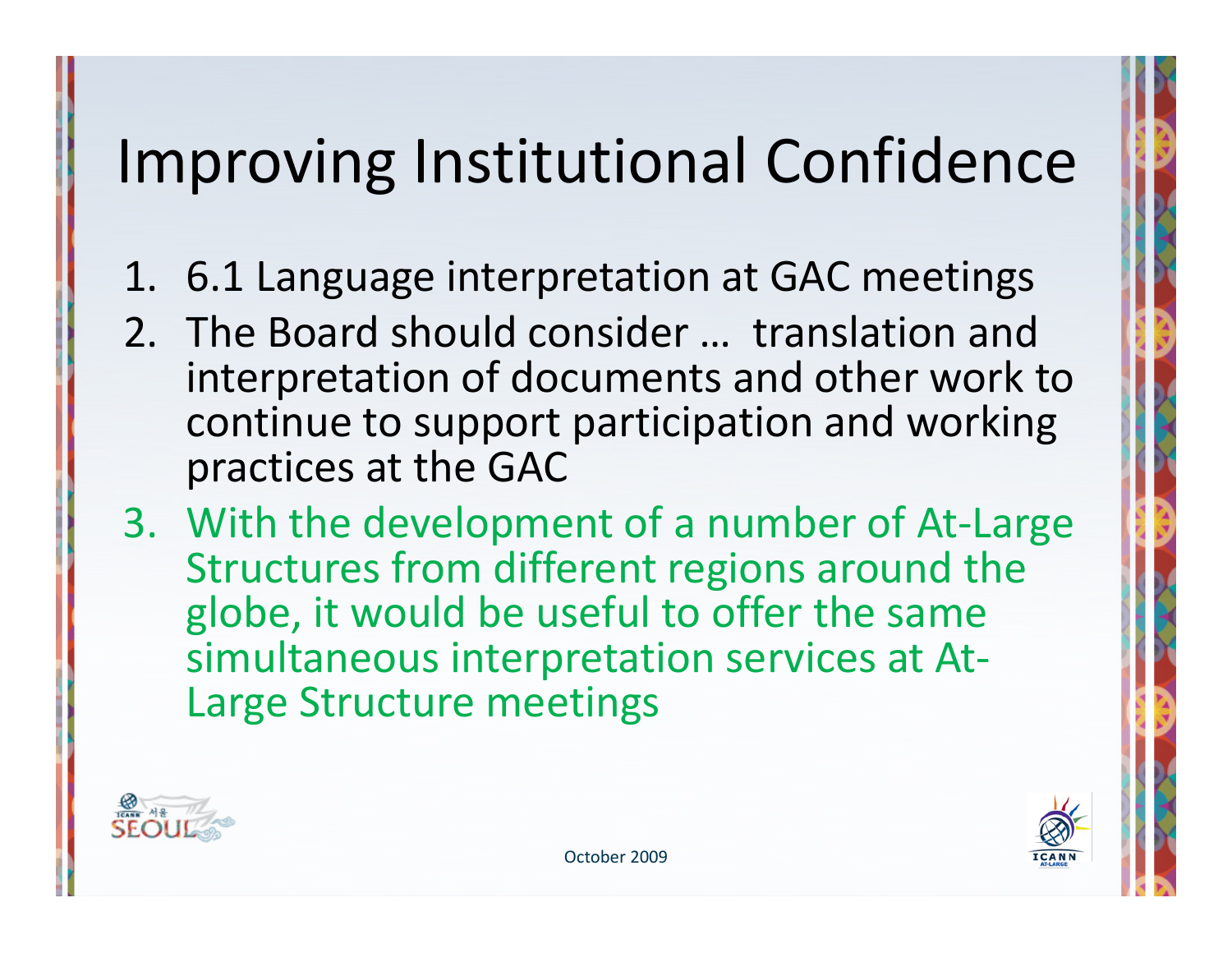# Improving Institutional Confidence

1. 6.1 Language interpretation at GAC meetings
2. The Board should consider … translation and interpretation of documents and other work to continue to support participation and working practices at the GAC
3. With the development of a number of At-Large Structures from different regions around the globe, it would be useful to offer the same simultaneous interpretation services at At-Large Structure meetings

October 2009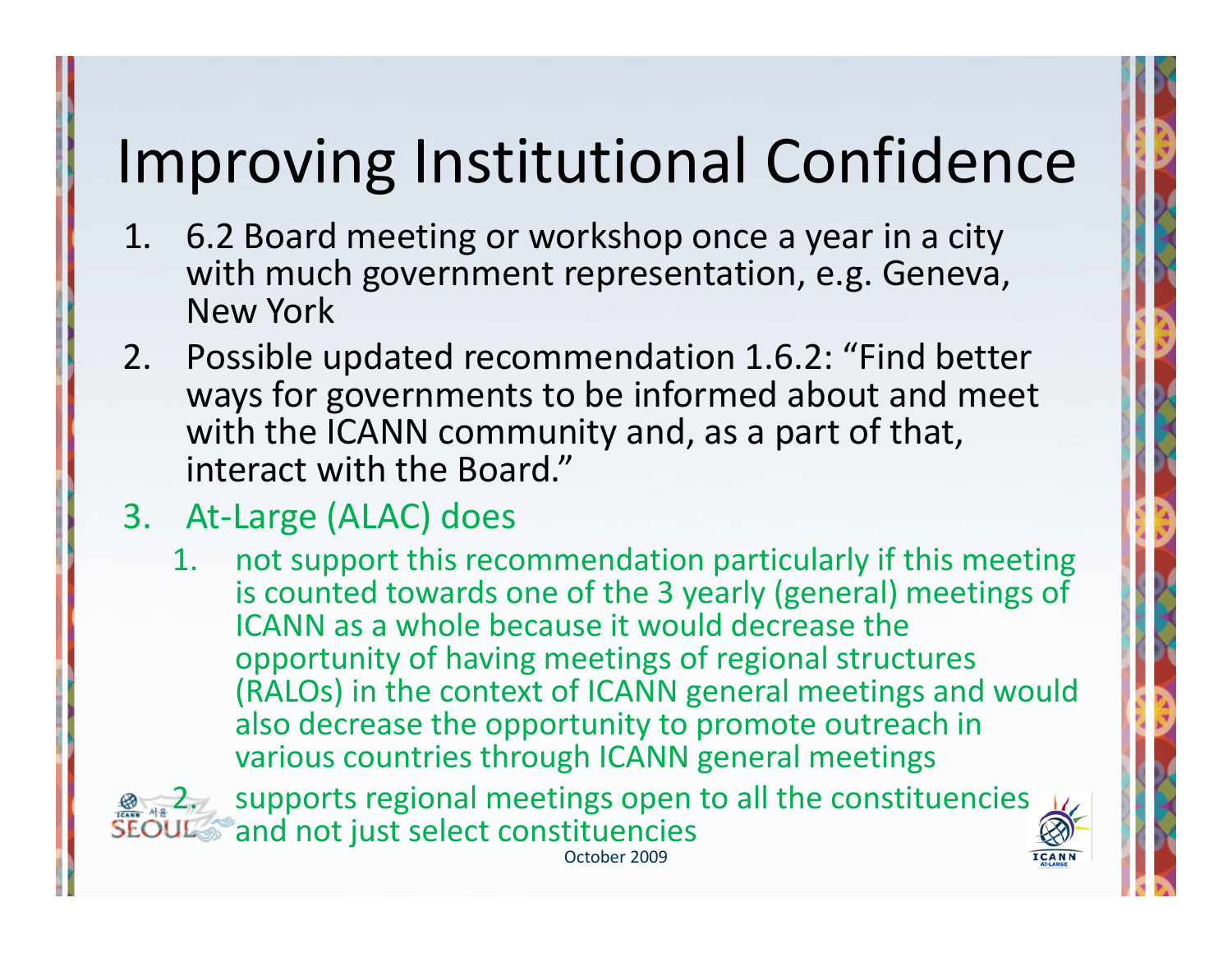# Improving Institutional Confidence

1. 6.2 Board meeting or workshop once a year in a city with much government representation, e.g. Geneva, New York
2. Possible updated recommendation 1.6.2: "Find better ways for governments to be informed about and meet with the ICANN community and, as a part of that, interact with the Board."
3. At-Large (ALAC) does
   1. not support this recommendation particularly if this meeting is counted towards one of the 3 yearly (general) meetings of ICANN as a whole because it would decrease the opportunity of having meetings of regional structures (RALOs) in the context of ICANN general meetings and would also decrease the opportunity to promote outreach in various countries through ICANN general meetings
   2. supports regional meetings open to all the constituencies and not just select constituencies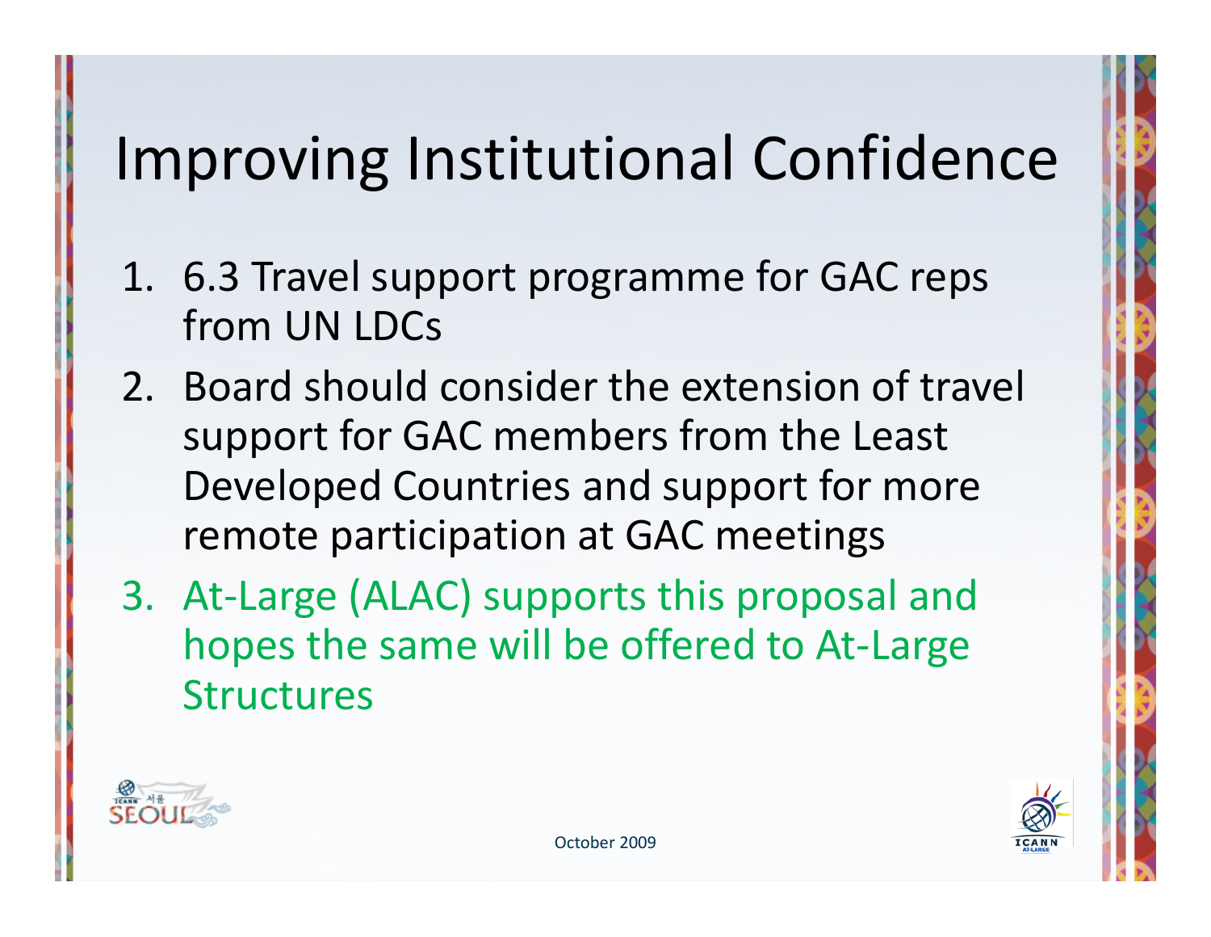# Improving Institutional Confidence

1. 6.3 Travel support programme for GAC reps from UN LDCs
2. Board should consider the extension of travel support for GAC members from the Least Developed Countries and support for more remote participation at GAC meetings
3. At-Large (ALAC) supports this proposal and hopes the same will be offered to At-Large Structures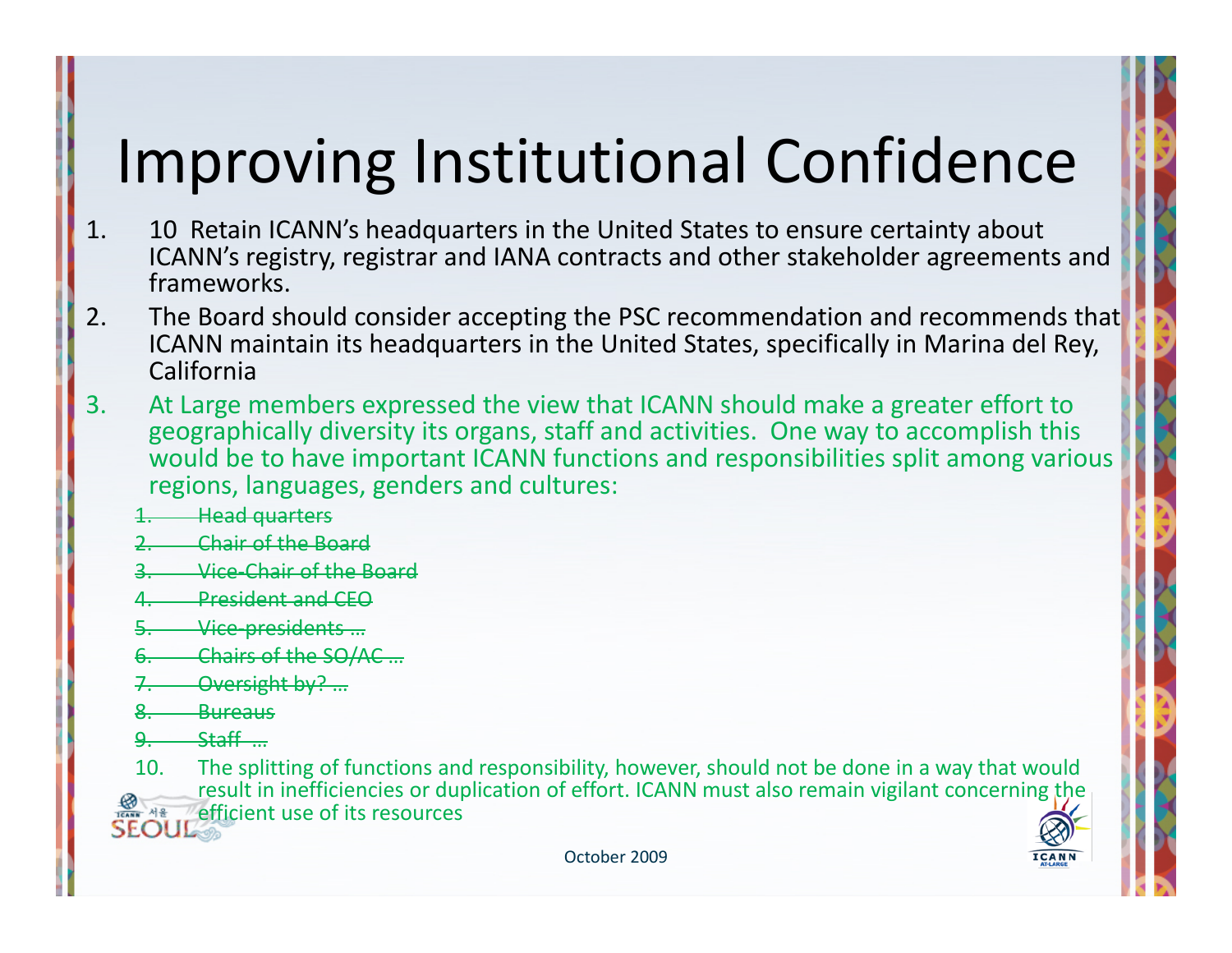# Improving Institutional Confidence

1. 10 Retain ICANN's headquarters in the United States to ensure certainty about ICANN's registry, registrar and IANA contracts and other stakeholder agreements and frameworks.
2. The Board should consider accepting the PSC recommendation and recommends that ICANN maintain its headquarters in the United States, specifically in Marina del Rey, California
3. At Large members expressed the view that ICANN should make a greater effort to geographically diversity its organs, staff and activities. One way to accomplish this would be to have important ICANN functions and responsibilities split among various regions, languages, genders and cultures:
    1. ~~Head quarters~~
    2. ~~Chair of the Board~~
    3. ~~Vice-Chair of the Board~~
    4. ~~President and CEO~~
    5. ~~Vice-presidents …~~
    6. ~~Chairs of the SO/AC …~~
    7. ~~Oversight by? …~~
    8. ~~Bureaus~~
    9. ~~Staff …~~
    10. The splitting of functions and responsibility, however, should not be done in a way that would result in inefficiencies or duplication of effort. ICANN must also remain vigilant concerning the efficient use of its resources

October 2009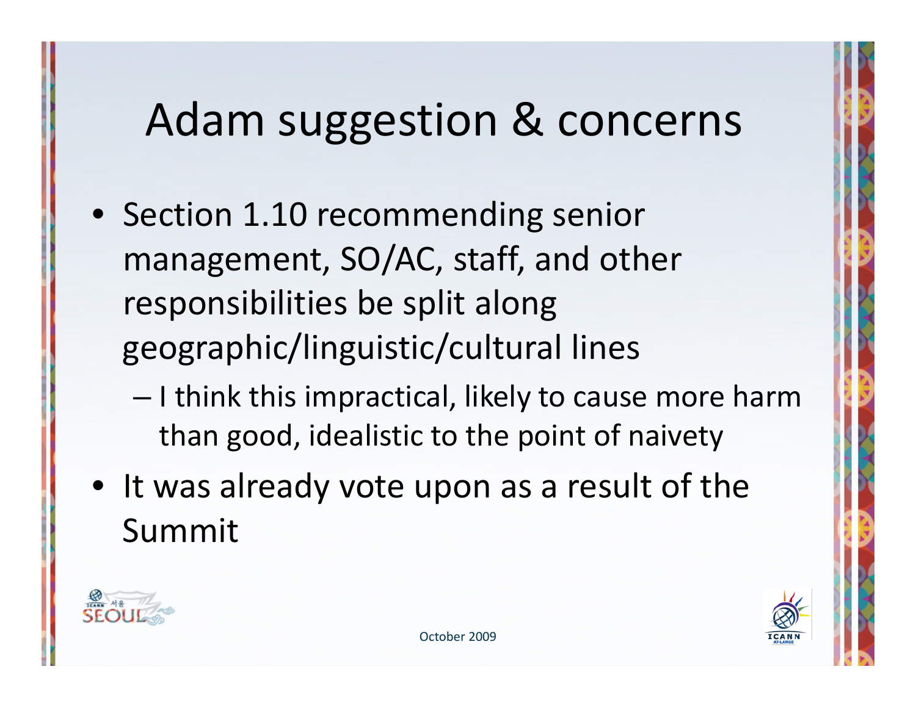# Adam suggestion & concerns

- Section 1.10 recommending senior management, SO/AC, staff, and other responsibilities be split along geographic/linguistic/cultural lines
  - I think this impractical, likely to cause more harm than good, idealistic to the point of naivety
- It was already vote upon as a result of the Summit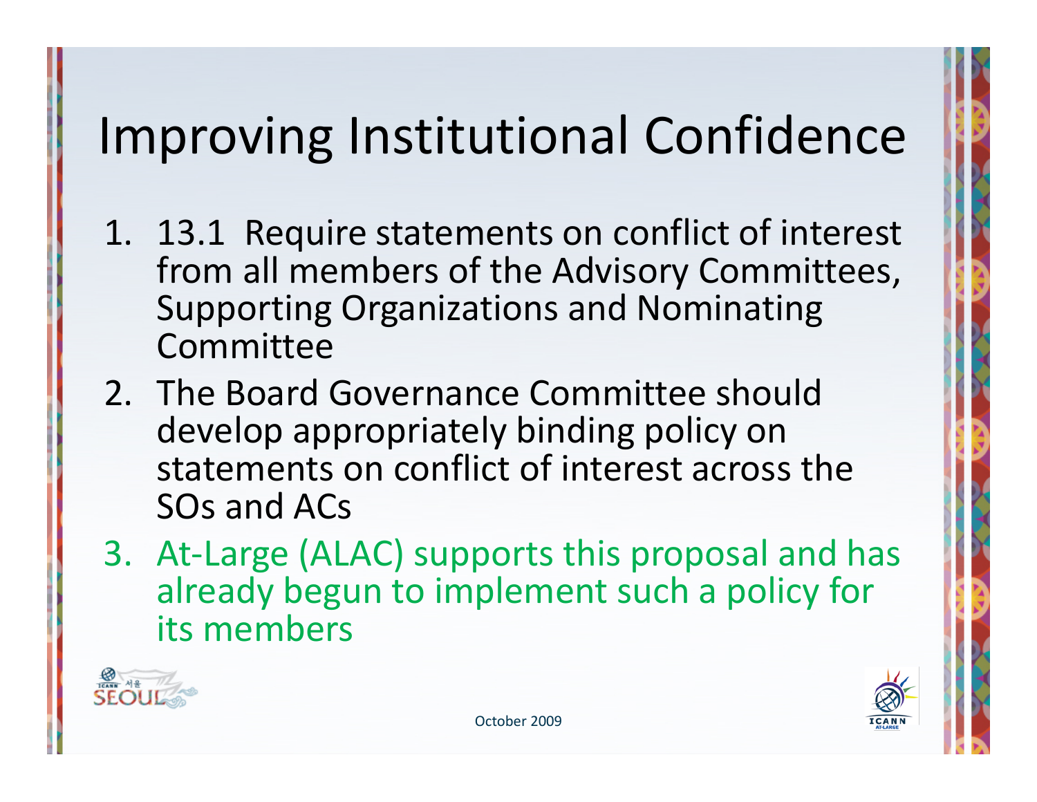# Improving Institutional Confidence

1. 13.1 Require statements on conflict of interest from all members of the Advisory Committees, Supporting Organizations and Nominating Committee
2. The Board Governance Committee should develop appropriately binding policy on statements on conflict of interest across the SOs and ACs
3. At-Large (ALAC) supports this proposal and has already begun to implement such a policy for its members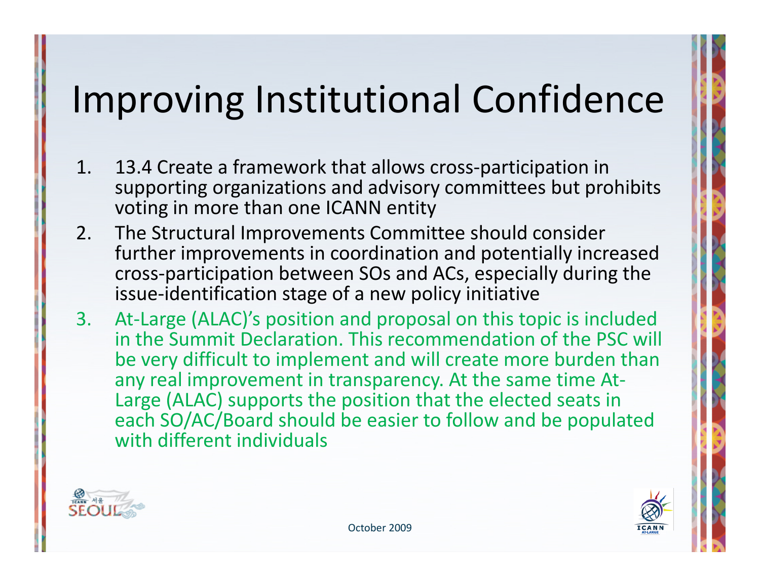# Improving Institutional Confidence

1. 13.4 Create a framework that allows cross-participation in supporting organizations and advisory committees but prohibits voting in more than one ICANN entity
2. The Structural Improvements Committee should consider further improvements in coordination and potentially increased cross-participation between SOs and ACs, especially during the issue-identification stage of a new policy initiative
3. At-Large (ALAC)'s position and proposal on this topic is included in the Summit Declaration. This recommendation of the PSC will be very difficult to implement and will create more burden than any real improvement in transparency. At the same time At-Large (ALAC) supports the position that the elected seats in each SO/AC/Board should be easier to follow and be populated with different individuals

October 2009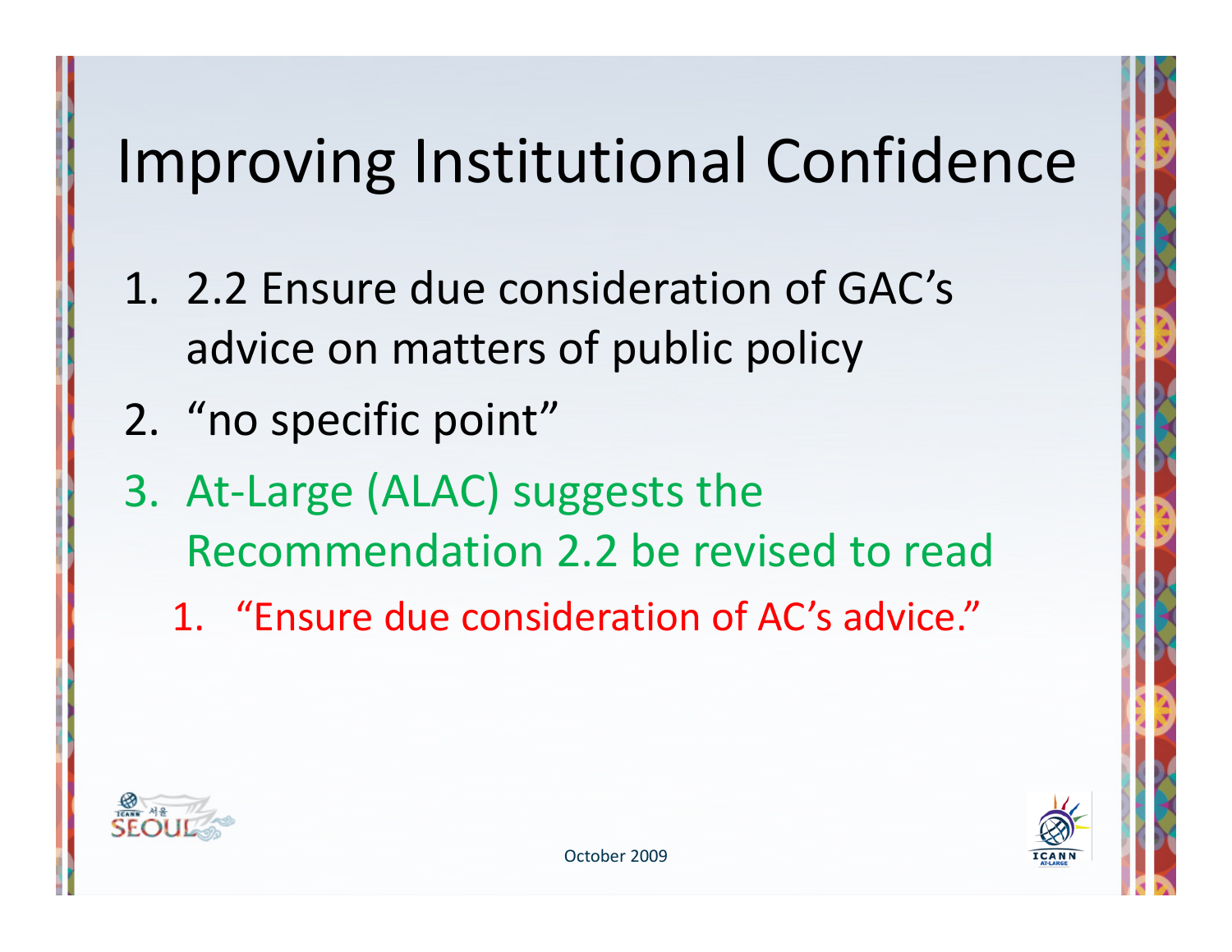# Improving Institutional Confidence

1. 2.2 Ensure due consideration of GAC's advice on matters of public policy
2. "no specific point"
3. At-Large (ALAC) suggests the Recommendation 2.2 be revised to read
   1. "Ensure due consideration of AC's advice."

October 2009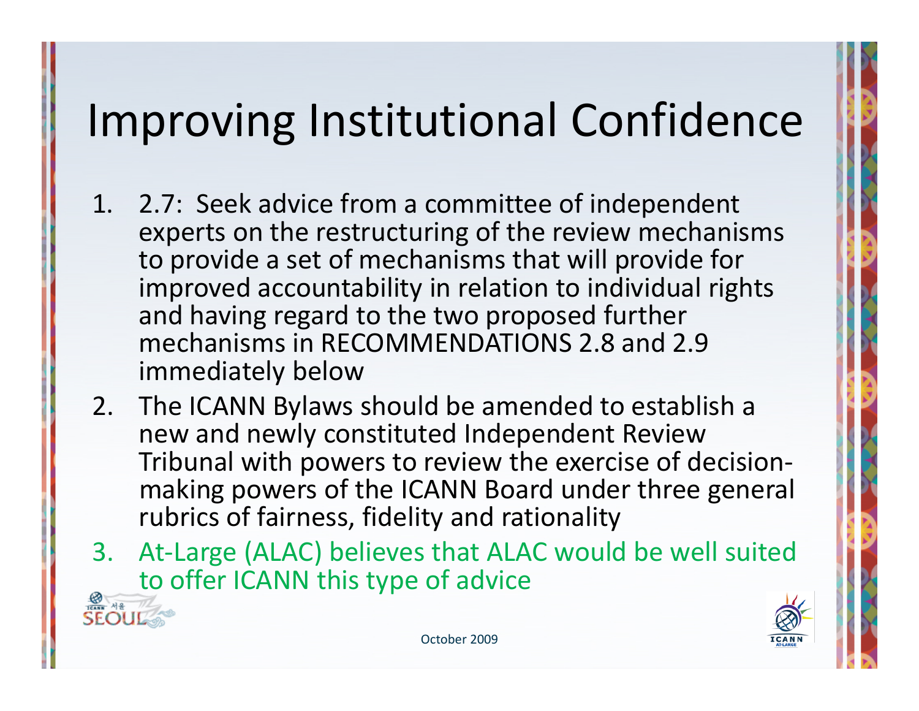# Improving Institutional Confidence

1. 2.7: Seek advice from a committee of independent experts on the restructuring of the review mechanisms to provide a set of mechanisms that will provide for improved accountability in relation to individual rights and having regard to the two proposed further mechanisms in RECOMMENDATIONS 2.8 and 2.9 immediately below
2. The ICANN Bylaws should be amended to establish a new and newly constituted Independent Review Tribunal with powers to review the exercise of decision-making powers of the ICANN Board under three general rubrics of fairness, fidelity and rationality
3. At-Large (ALAC) believes that ALAC would be well suited to offer ICANN this type of advice

October 2009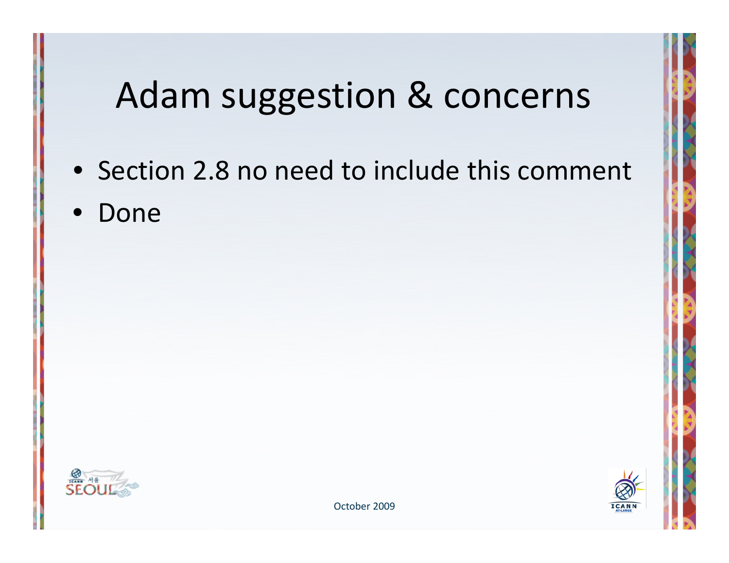# Adam suggestion & concerns

- Section 2.8 no need to include this comment
- Done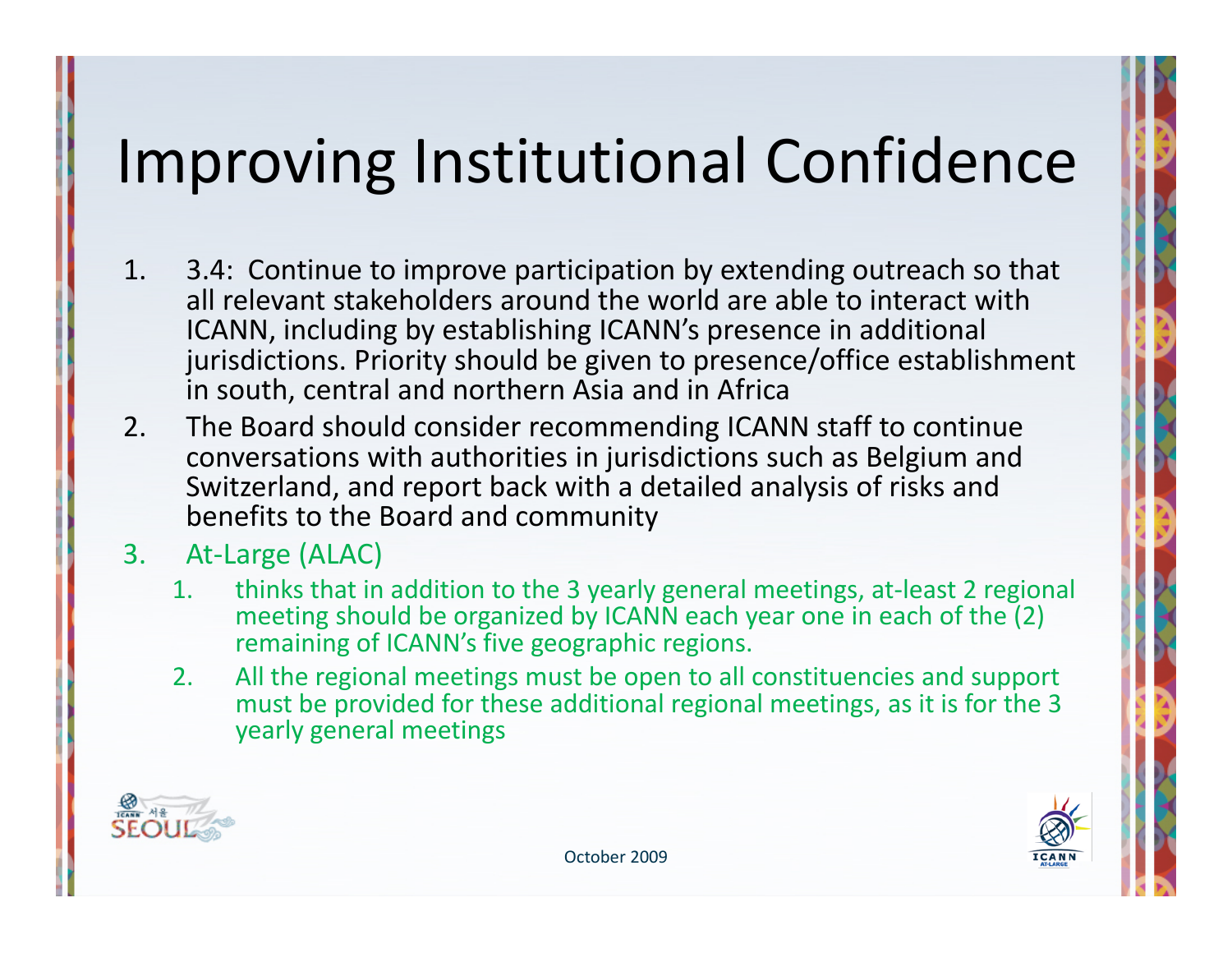# Improving Institutional Confidence

1. 3.4: Continue to improve participation by extending outreach so that all relevant stakeholders around the world are able to interact with ICANN, including by establishing ICANN's presence in additional jurisdictions. Priority should be given to presence/office establishment in south, central and northern Asia and in Africa
2. The Board should consider recommending ICANN staff to continue conversations with authorities in jurisdictions such as Belgium and Switzerland, and report back with a detailed analysis of risks and benefits to the Board and community
3. At-Large (ALAC)
   1. thinks that in addition to the 3 yearly general meetings, at-least 2 regional meeting should be organized by ICANN each year one in each of the (2) remaining of ICANN's five geographic regions.
   2. All the regional meetings must be open to all constituencies and support must be provided for these additional regional meetings, as it is for the 3 yearly general meetings

October 2009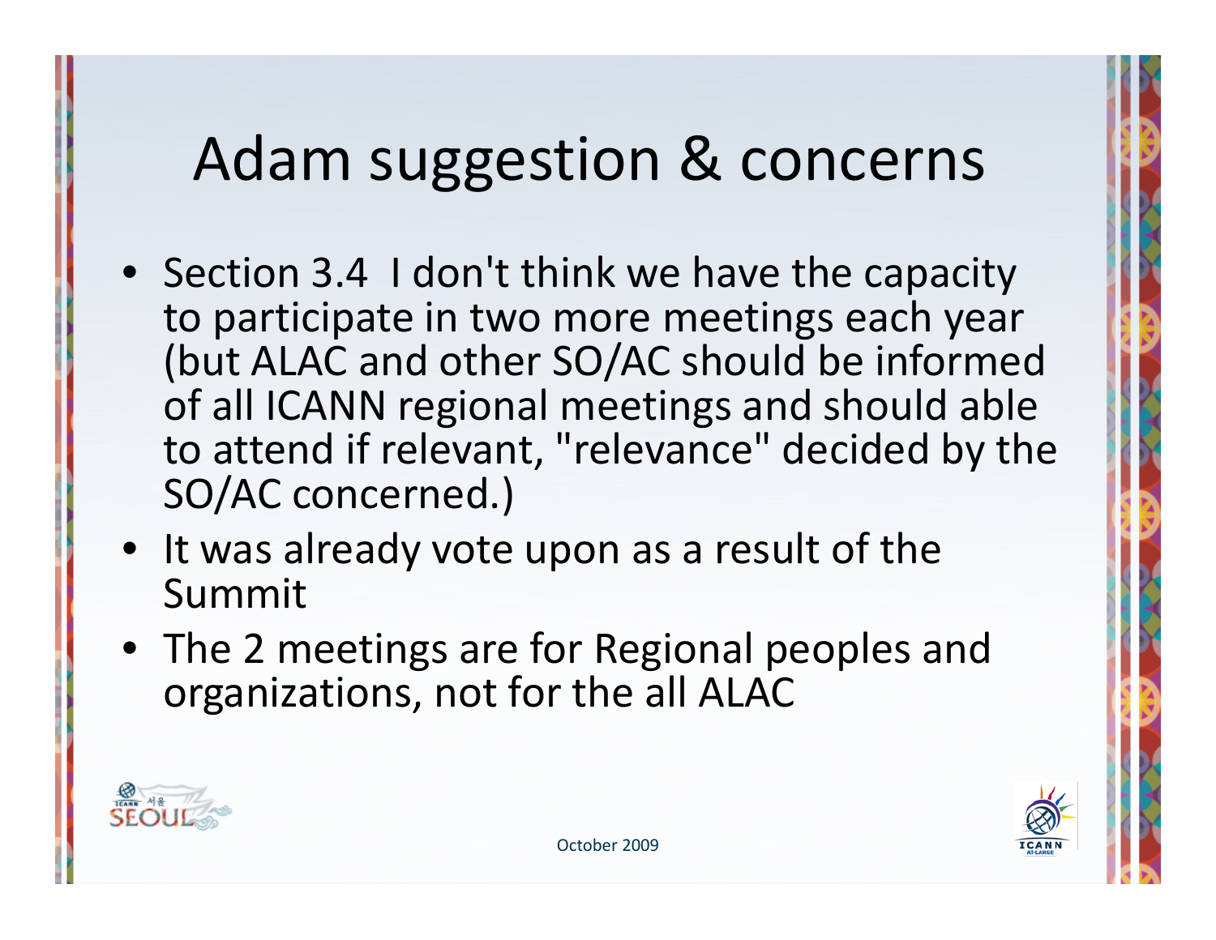# Adam suggestion & concerns

- Section 3.4 I don't think we have the capacity to participate in two more meetings each year (but ALAC and other SO/AC should be informed of all ICANN regional meetings and should able to attend if relevant, "relevance" decided by the SO/AC concerned.)
- It was already vote upon as a result of the Summit
- The 2 meetings are for Regional peoples and organizations, not for the all ALAC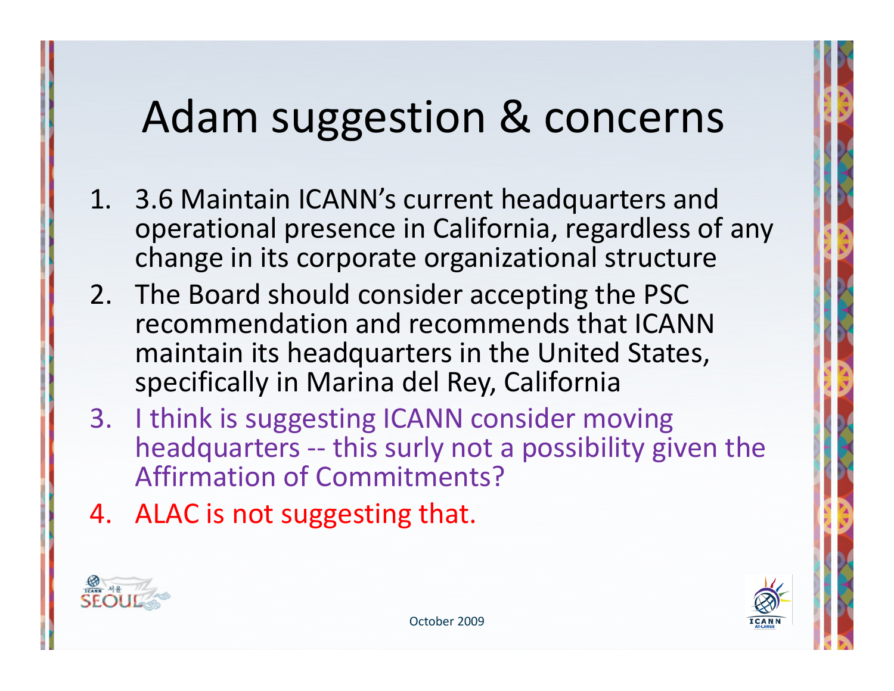# Adam suggestion & concerns

1. 3.6 Maintain ICANN's current headquarters and operational presence in California, regardless of any change in its corporate organizational structure
2. The Board should consider accepting the PSC recommendation and recommends that ICANN maintain its headquarters in the United States, specifically in Marina del Rey, California
3. I think is suggesting ICANN consider moving headquarters -- this surly not a possibility given the Affirmation of Commitments?
4. ALAC is not suggesting that.

October 2009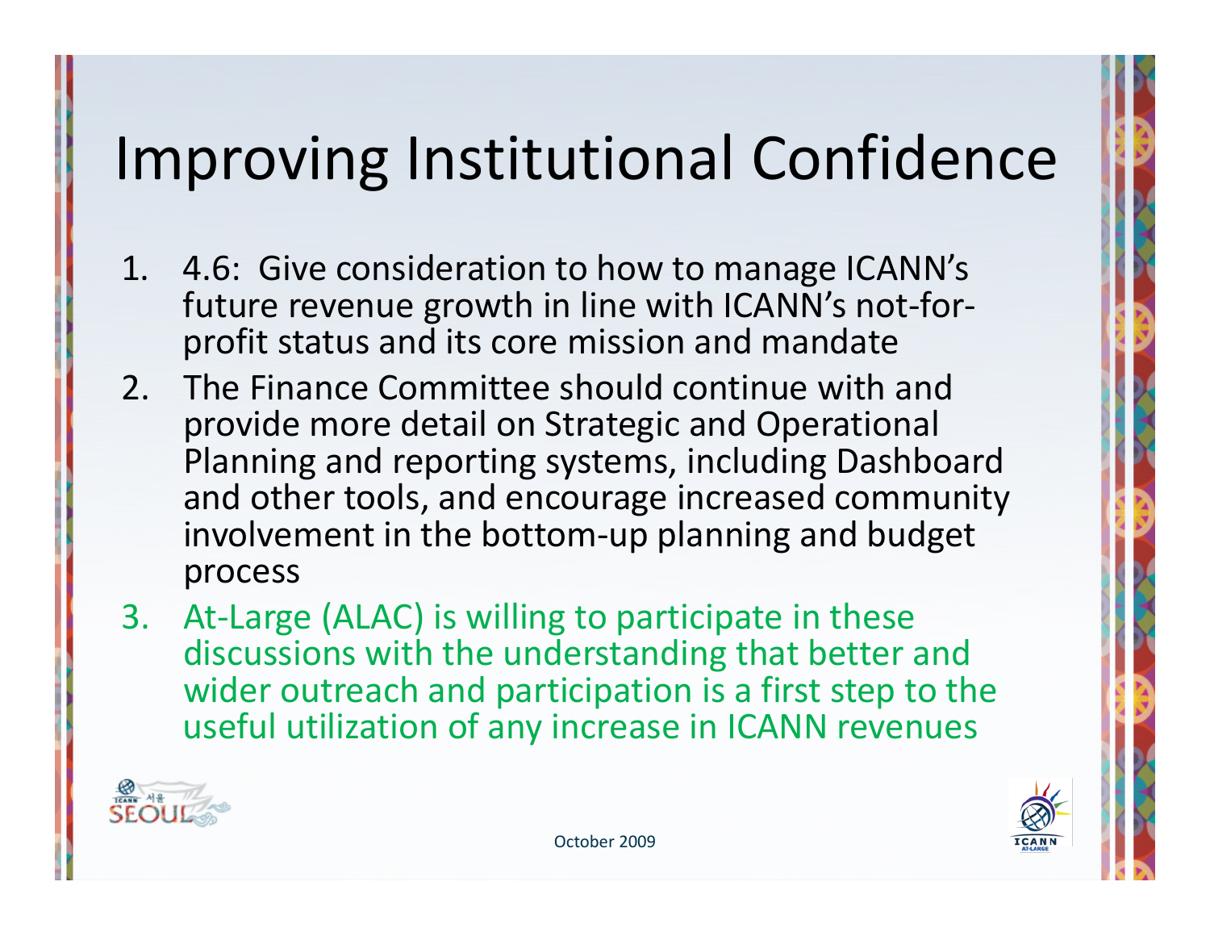# Improving Institutional Confidence

1. 4.6: Give consideration to how to manage ICANN's future revenue growth in line with ICANN's not-for-profit status and its core mission and mandate
2. The Finance Committee should continue with and provide more detail on Strategic and Operational Planning and reporting systems, including Dashboard and other tools, and encourage increased community involvement in the bottom-up planning and budget process
3. At-Large (ALAC) is willing to participate in these discussions with the understanding that better and wider outreach and participation is a first step to the useful utilization of any increase in ICANN revenues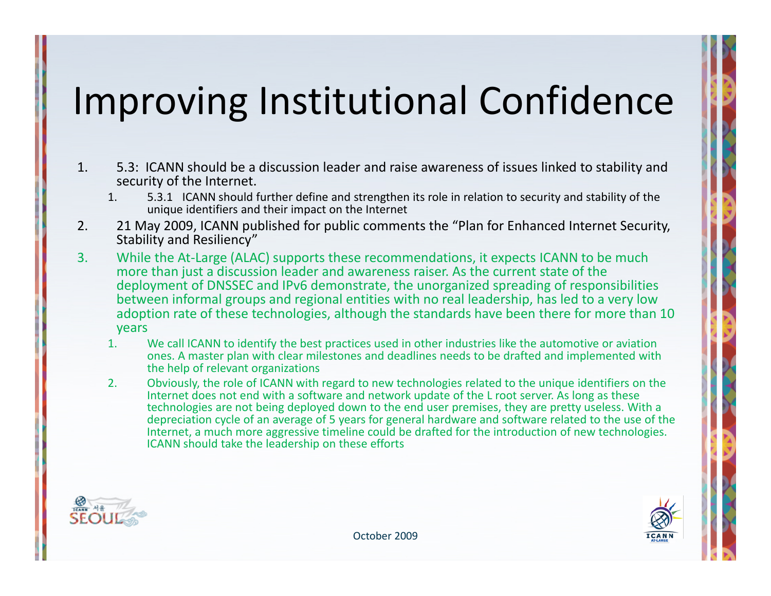# Improving Institutional Confidence

1. 5.3: ICANN should be a discussion leader and raise awareness of issues linked to stability and security of the Internet.
   1. 5.3.1 ICANN should further define and strengthen its role in relation to security and stability of the unique identifiers and their impact on the Internet
2. 21 May 2009, ICANN published for public comments the "Plan for Enhanced Internet Security, Stability and Resiliency"
3. While the At-Large (ALAC) supports these recommendations, it expects ICANN to be much more than just a discussion leader and awareness raiser. As the current state of the deployment of DNSSEC and IPv6 demonstrate, the unorganized spreading of responsibilities between informal groups and regional entities with no real leadership, has led to a very low adoption rate of these technologies, although the standards have been there for more than 10 years
   1. We call ICANN to identify the best practices used in other industries like the automotive or aviation ones. A master plan with clear milestones and deadlines needs to be drafted and implemented with the help of relevant organizations
   2. Obviously, the role of ICANN with regard to new technologies related to the unique identifiers on the Internet does not end with a software and network update of the L root server. As long as these technologies are not being deployed down to the end user premises, they are pretty useless. With a depreciation cycle of an average of 5 years for general hardware and software related to the use of the Internet, a much more aggressive timeline could be drafted for the introduction of new technologies. ICANN should take the leadership on these efforts

October 2009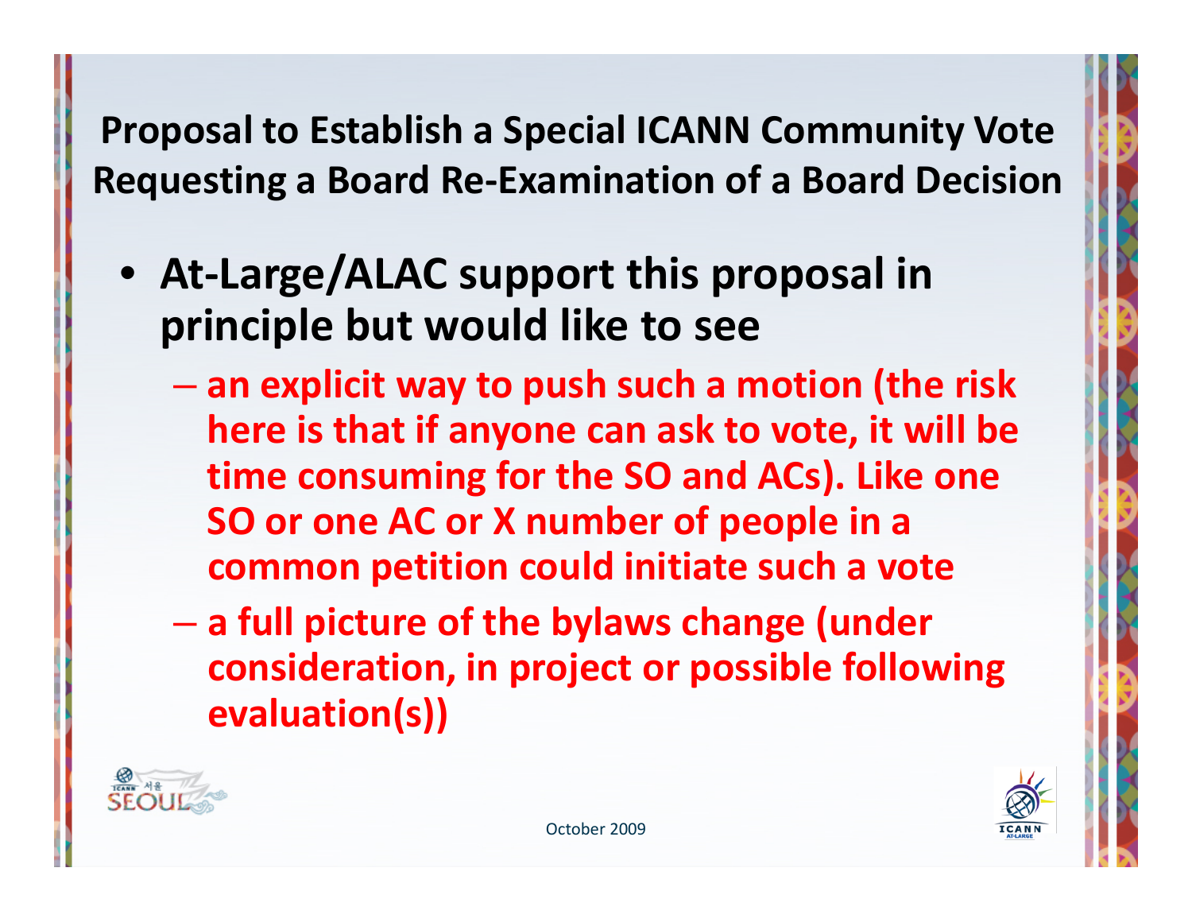# Proposal to Establish a Special ICANN Community Vote Requesting a Board Re-Examination of a Board Decision

- **At-Large/ALAC support this proposal in principle but would like to see**
  - **an explicit way to push such a motion (the risk here is that if anyone can ask to vote, it will be time consuming for the SO and ACs). Like one SO or one AC or X number of people in a common petition could initiate such a vote**
  - **a full picture of the bylaws change (under consideration, in project or possible following evaluation(s))**

October 2009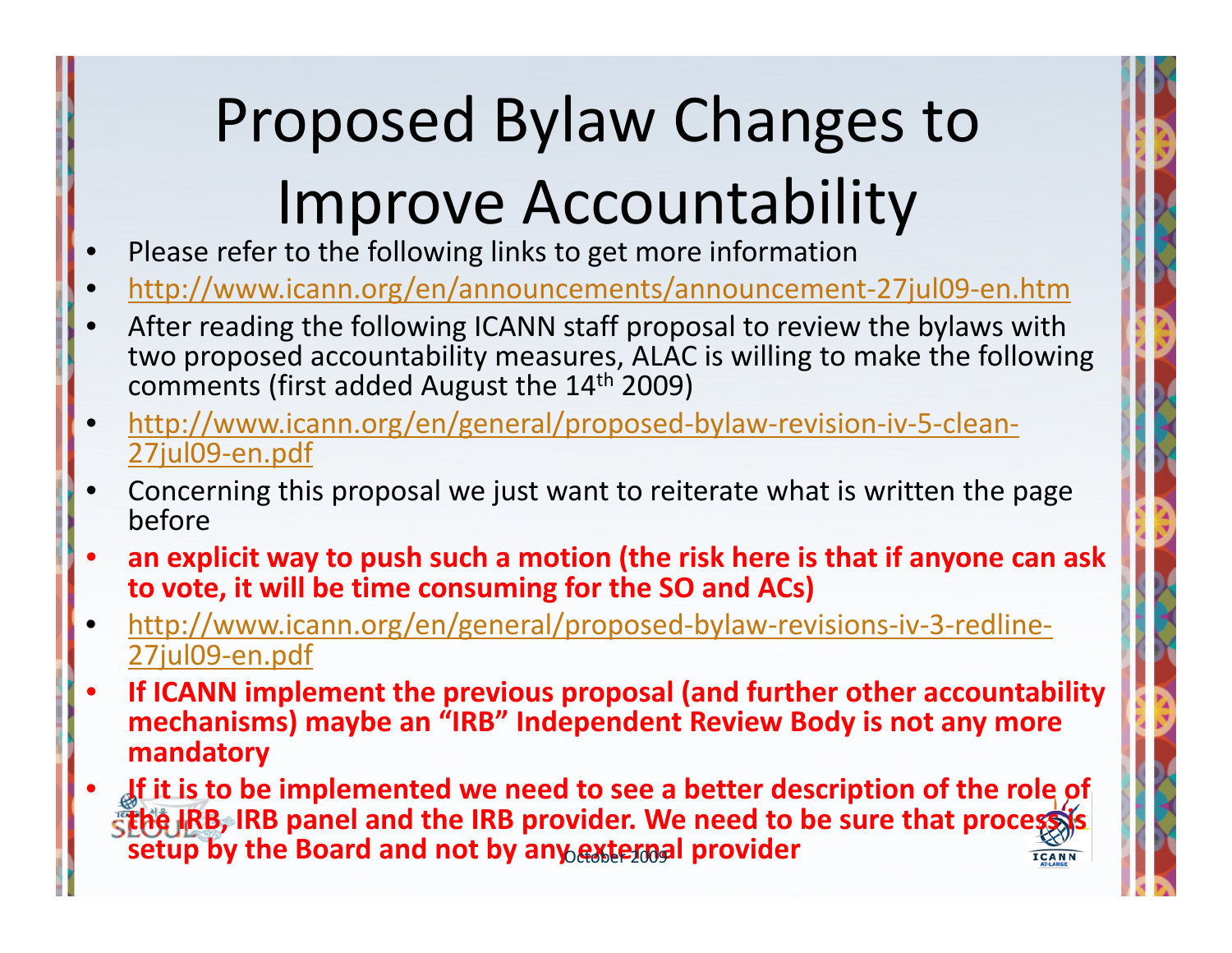# Proposed Bylaw Changes to Improve Accountability

- Please refer to the following links to get more information
- http://www.icann.org/en/announcements/announcement-27jul09-en.htm
- After reading the following ICANN staff proposal to review the bylaws with two proposed accountability measures, ALAC is willing to make the following comments (first added August the 14th 2009)
- http://www.icann.org/en/general/proposed-bylaw-revision-iv-5-clean-27jul09-en.pdf
- Concerning this proposal we just want to reiterate what is written the page before
- **an explicit way to push such a motion (the risk here is that if anyone can ask to vote, it will be time consuming for the SO and ACs)**
- http://www.icann.org/en/general/proposed-bylaw-revisions-iv-3-redline-27jul09-en.pdf
- **If ICANN implement the previous proposal (and further other accountability mechanisms) maybe an "IRB" Independent Review Body is not any more mandatory**
- **If it is to be implemented we need to see a better description of the role of the IRB, IRB panel and the IRB provider. We need to be sure that process is setup by the Board and not by any external provider**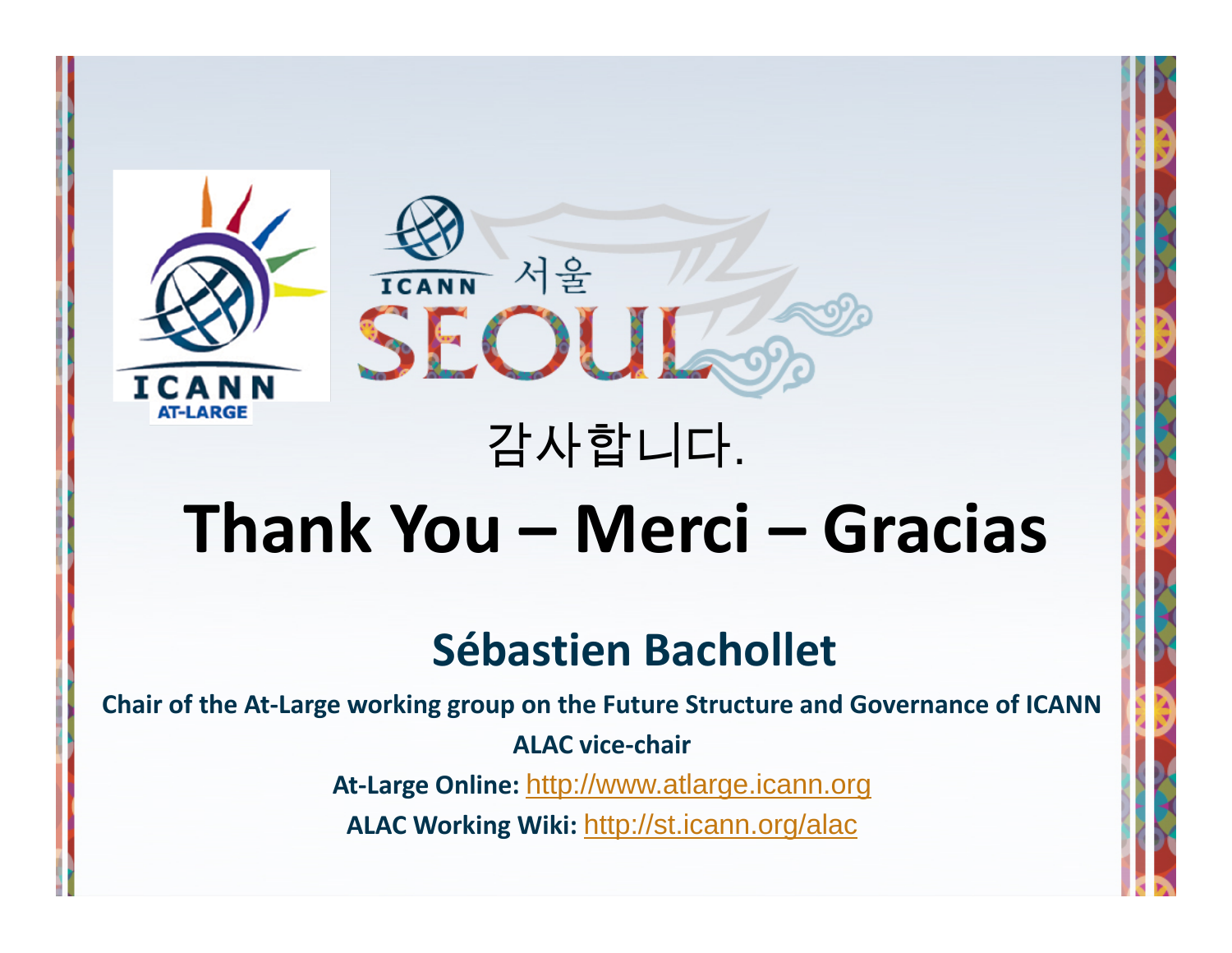감사합니다.

# Thank You – Merci – Gracias

## Sébastien Bachollet

**Chair of the At-Large working group on the Future Structure and Governance of ICANN**

**ALAC vice-chair**

**At-Large Online:** http://www.atlarge.icann.org

**ALAC Working Wiki:** http://st.icann.org/alac